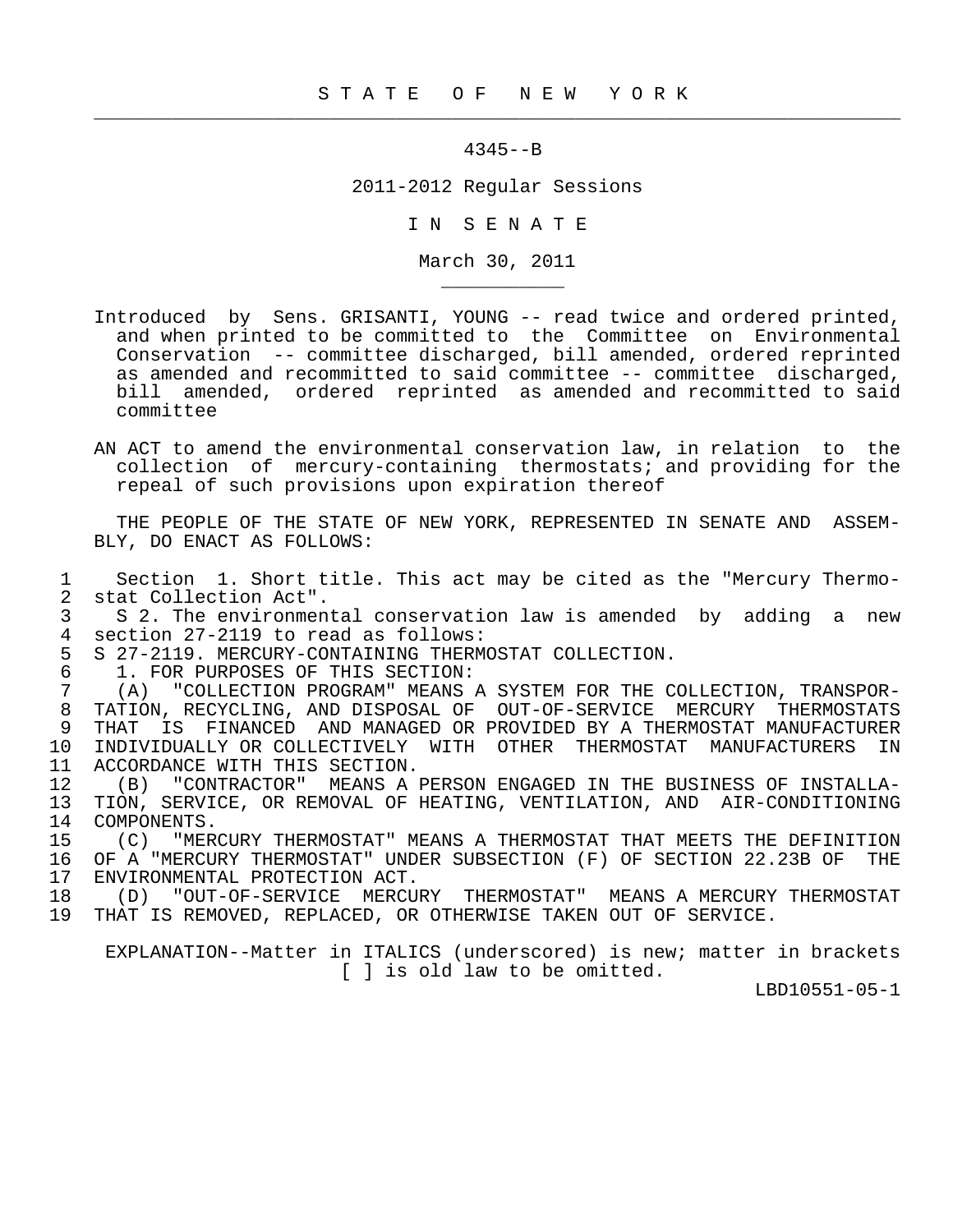# S T A T E O F N E W Y O R K

4345--B

2011-2012 Regular Sessions

I N S E N A T E

March 30, 2011

Introduced by Sens. GRISANTI, YOUNG -- read twice and ordered printed, and when printed to be committed to the Committee on Environmental Conservation -- committee discharged, bill amended, ordered reprinted as amended and recommitted to said committee -- committee discharged, bill amended, ordered reprinted as amended and recommitted to said committee

AN ACT to amend the environmental conservation law, in relation to the collection of mercury-containing thermostats; and providing for the repeal of such provisions upon expiration thereof

THE PEOPLE OF THE STATE OF NEW YORK, REPRESENTED IN SENATE AND ASSEMBLY, DO ENACT AS FOLLOWS:

1 Section 1. Short title. This act may be cited as the "Mercury Thermo-
2 stat Collection Act".
3 S 2. The environmental conservation law is amended by adding a new
4 section 27-2119 to read as follows:
5 S 27-2119. MERCURY-CONTAINING THERMOSTAT COLLECTION.
6 1. FOR PURPOSES OF THIS SECTION:
7 (A) "COLLECTION PROGRAM" MEANS A SYSTEM FOR THE COLLECTION, TRANSPOR-
8 TATION, RECYCLING, AND DISPOSAL OF OUT-OF-SERVICE MERCURY THERMOSTATS
9 THAT IS FINANCED AND MANAGED OR PROVIDED BY A THERMOSTAT MANUFACTURER
10 INDIVIDUALLY OR COLLECTIVELY WITH OTHER THERMOSTAT MANUFACTURERS IN
11 ACCORDANCE WITH THIS SECTION.
12 (B) "CONTRACTOR" MEANS A PERSON ENGAGED IN THE BUSINESS OF INSTALLA-
13 TION, SERVICE, OR REMOVAL OF HEATING, VENTILATION, AND AIR-CONDITIONING
14 COMPONENTS.
15 (C) "MERCURY THERMOSTAT" MEANS A THERMOSTAT THAT MEETS THE DEFINITION
16 OF A "MERCURY THERMOSTAT" UNDER SUBSECTION (F) OF SECTION 22.23B OF THE
17 ENVIRONMENTAL PROTECTION ACT.
18 (D) "OUT-OF-SERVICE MERCURY THERMOSTAT" MEANS A MERCURY THERMOSTAT
19 THAT IS REMOVED, REPLACED, OR OTHERWISE TAKEN OUT OF SERVICE.

EXPLANATION--Matter in ITALICS (underscored) is new; matter in brackets [ ] is old law to be omitted.

LBD10551-05-1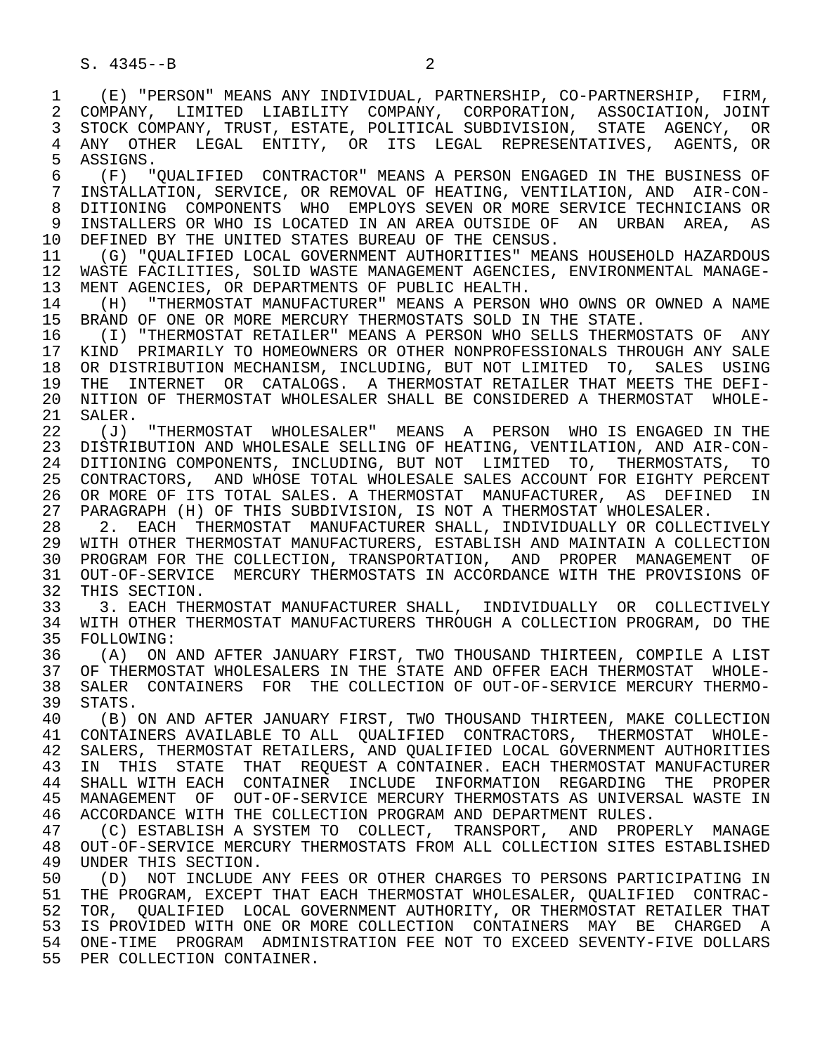(E) "PERSON" MEANS ANY INDIVIDUAL, PARTNERSHIP, CO-PARTNERSHIP, FIRM, COMPANY, LIMITED LIABILITY COMPANY, CORPORATION, ASSOCIATION, JOINT STOCK COMPANY, TRUST, ESTATE, POLITICAL SUBDIVISION, STATE AGENCY, OR ANY OTHER LEGAL ENTITY, OR ITS LEGAL REPRESENTATIVES, AGENTS, OR ASSIGNS.

(F) "QUALIFIED CONTRACTOR" MEANS A PERSON ENGAGED IN THE BUSINESS OF INSTALLATION, SERVICE, OR REMOVAL OF HEATING, VENTILATION, AND AIR-CONDITIONING COMPONENTS WHO EMPLOYS SEVEN OR MORE SERVICE TECHNICIANS OR INSTALLERS OR WHO IS LOCATED IN AN AREA OUTSIDE OF AN URBAN AREA, AS DEFINED BY THE UNITED STATES BUREAU OF THE CENSUS.

(G) "QUALIFIED LOCAL GOVERNMENT AUTHORITIES" MEANS HOUSEHOLD HAZARDOUS WASTE FACILITIES, SOLID WASTE MANAGEMENT AGENCIES, ENVIRONMENTAL MANAGEMENT AGENCIES, OR DEPARTMENTS OF PUBLIC HEALTH.

(H) "THERMOSTAT MANUFACTURER" MEANS A PERSON WHO OWNS OR OWNED A NAME BRAND OF ONE OR MORE MERCURY THERMOSTATS SOLD IN THE STATE.

(I) "THERMOSTAT RETAILER" MEANS A PERSON WHO SELLS THERMOSTATS OF ANY KIND PRIMARILY TO HOMEOWNERS OR OTHER NONPROFESSIONALS THROUGH ANY SALE OR DISTRIBUTION MECHANISM, INCLUDING, BUT NOT LIMITED TO, SALES USING THE INTERNET OR CATALOGS. A THERMOSTAT RETAILER THAT MEETS THE DEFINITION OF THERMOSTAT WHOLESALER SHALL BE CONSIDERED A THERMOSTAT WHOLESALER.

(J) "THERMOSTAT WHOLESALER" MEANS A PERSON WHO IS ENGAGED IN THE DISTRIBUTION AND WHOLESALE SELLING OF HEATING, VENTILATION, AND AIR-CONDITIONING COMPONENTS, INCLUDING, BUT NOT LIMITED TO, THERMOSTATS, TO CONTRACTORS, AND WHOSE TOTAL WHOLESALE SALES ACCOUNT FOR EIGHTY PERCENT OR MORE OF ITS TOTAL SALES. A THERMOSTAT MANUFACTURER, AS DEFINED IN PARAGRAPH (H) OF THIS SUBDIVISION, IS NOT A THERMOSTAT WHOLESALER.

2. EACH THERMOSTAT MANUFACTURER SHALL, INDIVIDUALLY OR COLLECTIVELY WITH OTHER THERMOSTAT MANUFACTURERS, ESTABLISH AND MAINTAIN A COLLECTION PROGRAM FOR THE COLLECTION, TRANSPORTATION, AND PROPER MANAGEMENT OF OUT-OF-SERVICE MERCURY THERMOSTATS IN ACCORDANCE WITH THE PROVISIONS OF THIS SECTION.

3. EACH THERMOSTAT MANUFACTURER SHALL, INDIVIDUALLY OR COLLECTIVELY WITH OTHER THERMOSTAT MANUFACTURERS THROUGH A COLLECTION PROGRAM, DO THE FOLLOWING:

(A) ON AND AFTER JANUARY FIRST, TWO THOUSAND THIRTEEN, COMPILE A LIST OF THERMOSTAT WHOLESALERS IN THE STATE AND OFFER EACH THERMOSTAT WHOLESALER CONTAINERS FOR THE COLLECTION OF OUT-OF-SERVICE MERCURY THERMOSTATS.

(B) ON AND AFTER JANUARY FIRST, TWO THOUSAND THIRTEEN, MAKE COLLECTION CONTAINERS AVAILABLE TO ALL QUALIFIED CONTRACTORS, THERMOSTAT WHOLESALERS, THERMOSTAT RETAILERS, AND QUALIFIED LOCAL GOVERNMENT AUTHORITIES IN THIS STATE THAT REQUEST A CONTAINER. EACH THERMOSTAT MANUFACTURER SHALL WITH EACH CONTAINER INCLUDE INFORMATION REGARDING THE PROPER MANAGEMENT OF OUT-OF-SERVICE MERCURY THERMOSTATS AS UNIVERSAL WASTE IN ACCORDANCE WITH THE COLLECTION PROGRAM AND DEPARTMENT RULES.

(C) ESTABLISH A SYSTEM TO COLLECT, TRANSPORT, AND PROPERLY MANAGE OUT-OF-SERVICE MERCURY THERMOSTATS FROM ALL COLLECTION SITES ESTABLISHED UNDER THIS SECTION.

(D) NOT INCLUDE ANY FEES OR OTHER CHARGES TO PERSONS PARTICIPATING IN THE PROGRAM, EXCEPT THAT EACH THERMOSTAT WHOLESALER, QUALIFIED CONTRACTOR, QUALIFIED LOCAL GOVERNMENT AUTHORITY, OR THERMOSTAT RETAILER THAT IS PROVIDED WITH ONE OR MORE COLLECTION CONTAINERS MAY BE CHARGED A ONE-TIME PROGRAM ADMINISTRATION FEE NOT TO EXCEED SEVENTY-FIVE DOLLARS PER COLLECTION CONTAINER.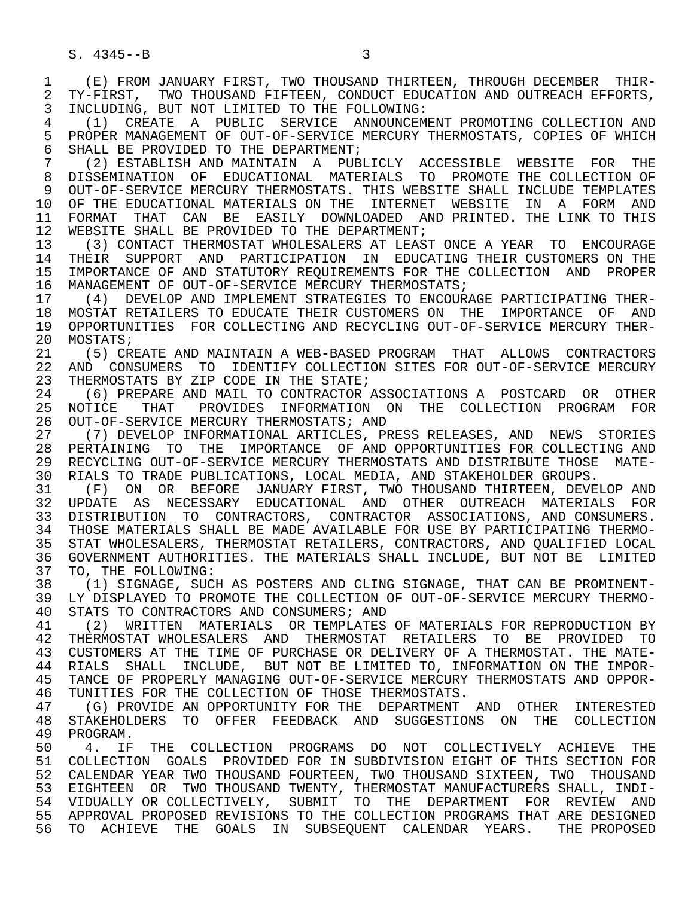(E) FROM JANUARY FIRST, TWO THOUSAND THIRTEEN, THROUGH DECEMBER THIRTY-FIRST, TWO THOUSAND FIFTEEN, CONDUCT EDUCATION AND OUTREACH EFFORTS, INCLUDING, BUT NOT LIMITED TO THE FOLLOWING:

(1) CREATE A PUBLIC SERVICE ANNOUNCEMENT PROMOTING COLLECTION AND PROPER MANAGEMENT OF OUT-OF-SERVICE MERCURY THERMOSTATS, COPIES OF WHICH SHALL BE PROVIDED TO THE DEPARTMENT;

(2) ESTABLISH AND MAINTAIN A PUBLICLY ACCESSIBLE WEBSITE FOR THE DISSEMINATION OF EDUCATIONAL MATERIALS TO PROMOTE THE COLLECTION OF OUT-OF-SERVICE MERCURY THERMOSTATS. THIS WEBSITE SHALL INCLUDE TEMPLATES OF THE EDUCATIONAL MATERIALS ON THE INTERNET WEBSITE IN A FORM AND FORMAT THAT CAN BE EASILY DOWNLOADED AND PRINTED. THE LINK TO THIS WEBSITE SHALL BE PROVIDED TO THE DEPARTMENT;

(3) CONTACT THERMOSTAT WHOLESALERS AT LEAST ONCE A YEAR TO ENCOURAGE THEIR SUPPORT AND PARTICIPATION IN EDUCATING THEIR CUSTOMERS ON THE IMPORTANCE OF AND STATUTORY REQUIREMENTS FOR THE COLLECTION AND PROPER MANAGEMENT OF OUT-OF-SERVICE MERCURY THERMOSTATS;

(4) DEVELOP AND IMPLEMENT STRATEGIES TO ENCOURAGE PARTICIPATING THERMOSTAT RETAILERS TO EDUCATE THEIR CUSTOMERS ON THE IMPORTANCE OF AND OPPORTUNITIES FOR COLLECTING AND RECYCLING OUT-OF-SERVICE MERCURY THERMOSTATS;

(5) CREATE AND MAINTAIN A WEB-BASED PROGRAM THAT ALLOWS CONTRACTORS AND CONSUMERS TO IDENTIFY COLLECTION SITES FOR OUT-OF-SERVICE MERCURY THERMOSTATS BY ZIP CODE IN THE STATE;

(6) PREPARE AND MAIL TO CONTRACTOR ASSOCIATIONS A POSTCARD OR OTHER NOTICE THAT PROVIDES INFORMATION ON THE COLLECTION PROGRAM FOR OUT-OF-SERVICE MERCURY THERMOSTATS; AND

(7) DEVELOP INFORMATIONAL ARTICLES, PRESS RELEASES, AND NEWS STORIES PERTAINING TO THE IMPORTANCE OF AND OPPORTUNITIES FOR COLLECTING AND RECYCLING OUT-OF-SERVICE MERCURY THERMOSTATS AND DISTRIBUTE THOSE MATERIALS TO TRADE PUBLICATIONS, LOCAL MEDIA, AND STAKEHOLDER GROUPS.

(F) ON OR BEFORE JANUARY FIRST, TWO THOUSAND THIRTEEN, DEVELOP AND UPDATE AS NECESSARY EDUCATIONAL AND OTHER OUTREACH MATERIALS FOR DISTRIBUTION TO CONTRACTORS, CONTRACTOR ASSOCIATIONS, AND CONSUMERS. THOSE MATERIALS SHALL BE MADE AVAILABLE FOR USE BY PARTICIPATING THERMOSTAT WHOLESALERS, THERMOSTAT RETAILERS, CONTRACTORS, AND QUALIFIED LOCAL GOVERNMENT AUTHORITIES. THE MATERIALS SHALL INCLUDE, BUT NOT BE LIMITED TO, THE FOLLOWING:

(1) SIGNAGE, SUCH AS POSTERS AND CLING SIGNAGE, THAT CAN BE PROMINENTLY DISPLAYED TO PROMOTE THE COLLECTION OF OUT-OF-SERVICE MERCURY THERMOSTATS TO CONTRACTORS AND CONSUMERS; AND

(2) WRITTEN MATERIALS OR TEMPLATES OF MATERIALS FOR REPRODUCTION BY THERMOSTAT WHOLESALERS AND THERMOSTAT RETAILERS TO BE PROVIDED TO CUSTOMERS AT THE TIME OF PURCHASE OR DELIVERY OF A THERMOSTAT. THE MATERIALS SHALL INCLUDE, BUT NOT BE LIMITED TO, INFORMATION ON THE IMPORTANCE OF PROPERLY MANAGING OUT-OF-SERVICE MERCURY THERMOSTATS AND OPPORTUNITIES FOR THE COLLECTION OF THOSE THERMOSTATS.

(G) PROVIDE AN OPPORTUNITY FOR THE DEPARTMENT AND OTHER INTERESTED STAKEHOLDERS TO OFFER FEEDBACK AND SUGGESTIONS ON THE COLLECTION PROGRAM.

4. IF THE COLLECTION PROGRAMS DO NOT COLLECTIVELY ACHIEVE THE COLLECTION GOALS PROVIDED FOR IN SUBDIVISION EIGHT OF THIS SECTION FOR CALENDAR YEAR TWO THOUSAND FOURTEEN, TWO THOUSAND SIXTEEN, TWO THOUSAND EIGHTEEN OR TWO THOUSAND TWENTY, THERMOSTAT MANUFACTURERS SHALL, INDIVIDUALLY OR COLLECTIVELY, SUBMIT TO THE DEPARTMENT FOR REVIEW AND APPROVAL PROPOSED REVISIONS TO THE COLLECTION PROGRAMS THAT ARE DESIGNED TO ACHIEVE THE GOALS IN SUBSEQUENT CALENDAR YEARS. THE PROPOSED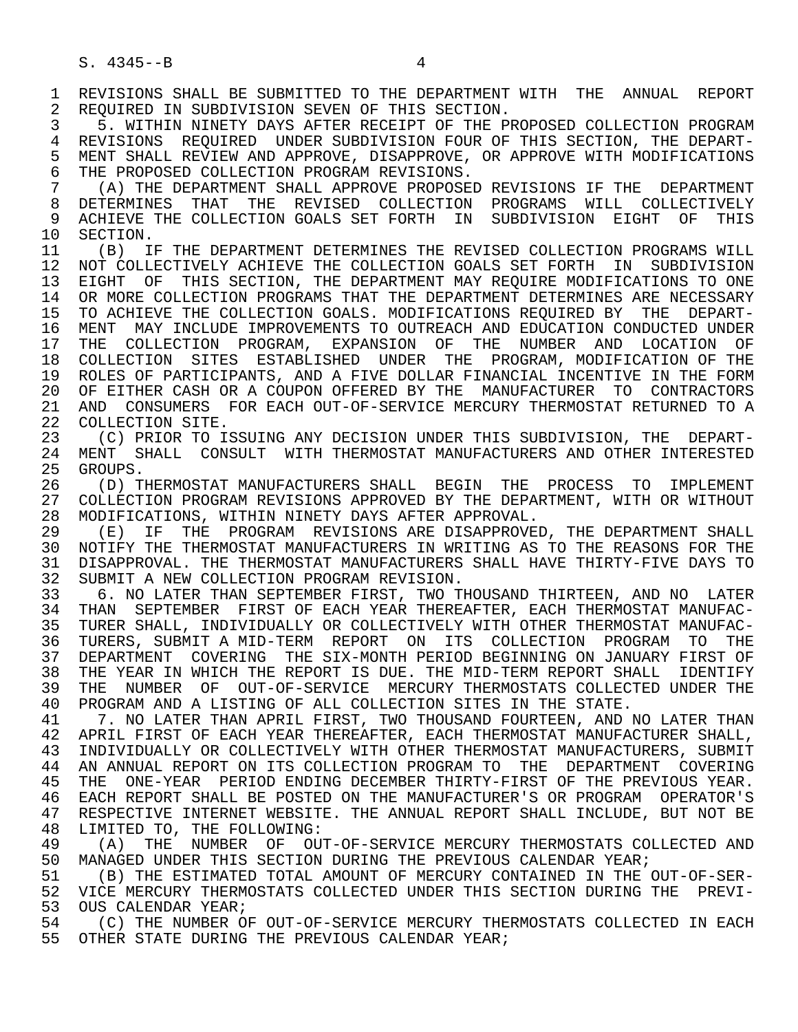REVISIONS SHALL BE SUBMITTED TO THE DEPARTMENT WITH THE ANNUAL REPORT REQUIRED IN SUBDIVISION SEVEN OF THIS SECTION.

5. WITHIN NINETY DAYS AFTER RECEIPT OF THE PROPOSED COLLECTION PROGRAM REVISIONS REQUIRED UNDER SUBDIVISION FOUR OF THIS SECTION, THE DEPARTMENT SHALL REVIEW AND APPROVE, DISAPPROVE, OR APPROVE WITH MODIFICATIONS THE PROPOSED COLLECTION PROGRAM REVISIONS.

(A) THE DEPARTMENT SHALL APPROVE PROPOSED REVISIONS IF THE DEPARTMENT DETERMINES THAT THE REVISED COLLECTION PROGRAMS WILL COLLECTIVELY ACHIEVE THE COLLECTION GOALS SET FORTH IN SUBDIVISION EIGHT OF THIS SECTION.

(B) IF THE DEPARTMENT DETERMINES THE REVISED COLLECTION PROGRAMS WILL NOT COLLECTIVELY ACHIEVE THE COLLECTION GOALS SET FORTH IN SUBDIVISION EIGHT OF THIS SECTION, THE DEPARTMENT MAY REQUIRE MODIFICATIONS TO ONE OR MORE COLLECTION PROGRAMS THAT THE DEPARTMENT DETERMINES ARE NECESSARY TO ACHIEVE THE COLLECTION GOALS. MODIFICATIONS REQUIRED BY THE DEPARTMENT MAY INCLUDE IMPROVEMENTS TO OUTREACH AND EDUCATION CONDUCTED UNDER THE COLLECTION PROGRAM, EXPANSION OF THE NUMBER AND LOCATION OF COLLECTION SITES ESTABLISHED UNDER THE PROGRAM, MODIFICATION OF THE ROLES OF PARTICIPANTS, AND A FIVE DOLLAR FINANCIAL INCENTIVE IN THE FORM OF EITHER CASH OR A COUPON OFFERED BY THE MANUFACTURER TO CONTRACTORS AND CONSUMERS FOR EACH OUT-OF-SERVICE MERCURY THERMOSTAT RETURNED TO A COLLECTION SITE.

(C) PRIOR TO ISSUING ANY DECISION UNDER THIS SUBDIVISION, THE DEPARTMENT SHALL CONSULT WITH THERMOSTAT MANUFACTURERS AND OTHER INTERESTED GROUPS.

(D) THERMOSTAT MANUFACTURERS SHALL BEGIN THE PROCESS TO IMPLEMENT COLLECTION PROGRAM REVISIONS APPROVED BY THE DEPARTMENT, WITH OR WITHOUT MODIFICATIONS, WITHIN NINETY DAYS AFTER APPROVAL.

(E) IF THE PROGRAM REVISIONS ARE DISAPPROVED, THE DEPARTMENT SHALL NOTIFY THE THERMOSTAT MANUFACTURERS IN WRITING AS TO THE REASONS FOR THE DISAPPROVAL. THE THERMOSTAT MANUFACTURERS SHALL HAVE THIRTY-FIVE DAYS TO SUBMIT A NEW COLLECTION PROGRAM REVISION.

6. NO LATER THAN SEPTEMBER FIRST, TWO THOUSAND THIRTEEN, AND NO LATER THAN SEPTEMBER FIRST OF EACH YEAR THEREAFTER, EACH THERMOSTAT MANUFACTURER SHALL, INDIVIDUALLY OR COLLECTIVELY WITH OTHER THERMOSTAT MANUFACTURERS, SUBMIT A MID-TERM REPORT ON ITS COLLECTION PROGRAM TO THE DEPARTMENT COVERING THE SIX-MONTH PERIOD BEGINNING ON JANUARY FIRST OF THE YEAR IN WHICH THE REPORT IS DUE. THE MID-TERM REPORT SHALL IDENTIFY THE NUMBER OF OUT-OF-SERVICE MERCURY THERMOSTATS COLLECTED UNDER THE PROGRAM AND A LISTING OF ALL COLLECTION SITES IN THE STATE.

7. NO LATER THAN APRIL FIRST, TWO THOUSAND FOURTEEN, AND NO LATER THAN APRIL FIRST OF EACH YEAR THEREAFTER, EACH THERMOSTAT MANUFACTURER SHALL, INDIVIDUALLY OR COLLECTIVELY WITH OTHER THERMOSTAT MANUFACTURERS, SUBMIT AN ANNUAL REPORT ON ITS COLLECTION PROGRAM TO THE DEPARTMENT COVERING THE ONE-YEAR PERIOD ENDING DECEMBER THIRTY-FIRST OF THE PREVIOUS YEAR. EACH REPORT SHALL BE POSTED ON THE MANUFACTURER'S OR PROGRAM OPERATOR'S RESPECTIVE INTERNET WEBSITE. THE ANNUAL REPORT SHALL INCLUDE, BUT NOT BE LIMITED TO, THE FOLLOWING:

(A) THE NUMBER OF OUT-OF-SERVICE MERCURY THERMOSTATS COLLECTED AND MANAGED UNDER THIS SECTION DURING THE PREVIOUS CALENDAR YEAR;

(B) THE ESTIMATED TOTAL AMOUNT OF MERCURY CONTAINED IN THE OUT-OF-SERVICE MERCURY THERMOSTATS COLLECTED UNDER THIS SECTION DURING THE PREVIOUS CALENDAR YEAR;

(C) THE NUMBER OF OUT-OF-SERVICE MERCURY THERMOSTATS COLLECTED IN EACH OTHER STATE DURING THE PREVIOUS CALENDAR YEAR;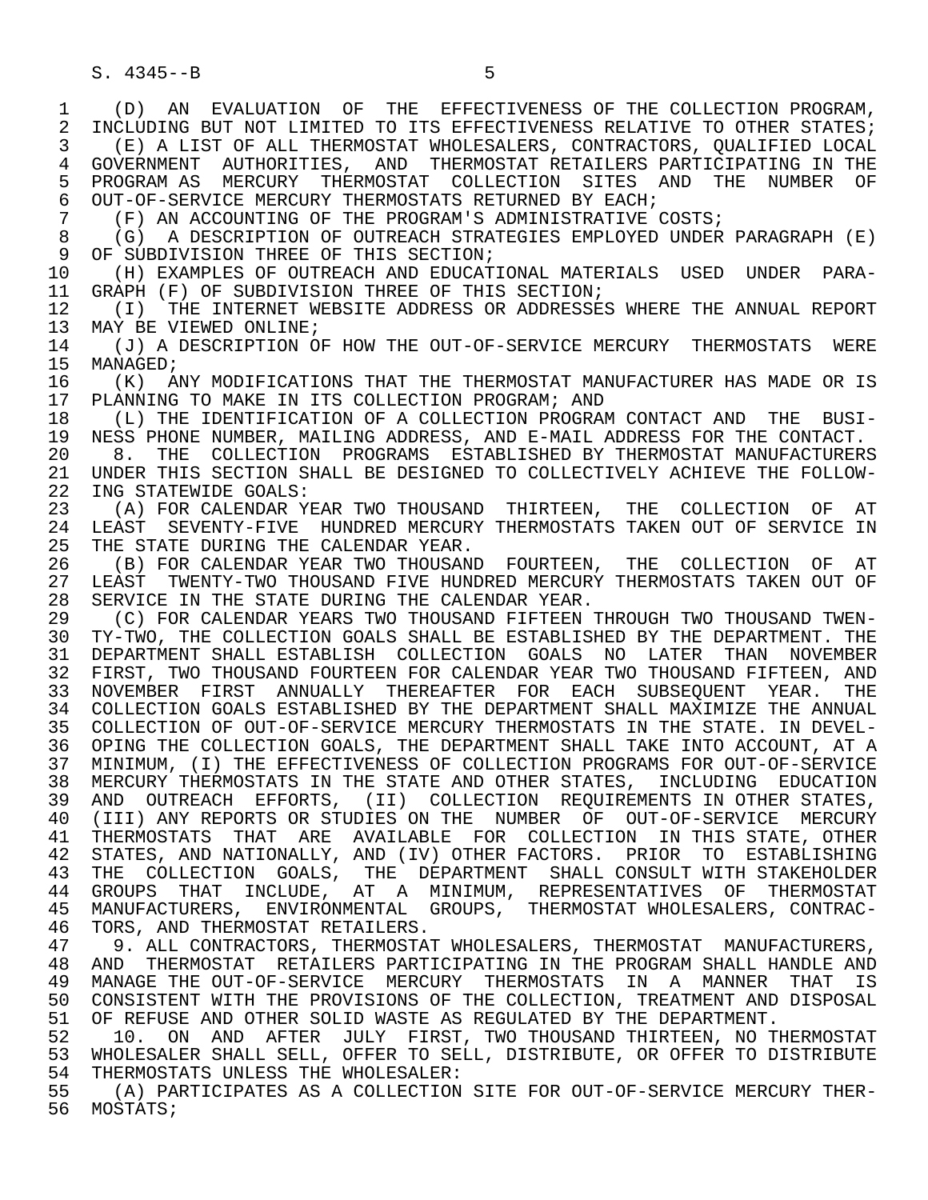(D) AN EVALUATION OF THE EFFECTIVENESS OF THE COLLECTION PROGRAM, INCLUDING BUT NOT LIMITED TO ITS EFFECTIVENESS RELATIVE TO OTHER STATES;

(E) A LIST OF ALL THERMOSTAT WHOLESALERS, CONTRACTORS, QUALIFIED LOCAL GOVERNMENT AUTHORITIES, AND THERMOSTAT RETAILERS PARTICIPATING IN THE PROGRAM AS MERCURY THERMOSTAT COLLECTION SITES AND THE NUMBER OF OUT-OF-SERVICE MERCURY THERMOSTATS RETURNED BY EACH;

(F) AN ACCOUNTING OF THE PROGRAM'S ADMINISTRATIVE COSTS;

(G) A DESCRIPTION OF OUTREACH STRATEGIES EMPLOYED UNDER PARAGRAPH (E) OF SUBDIVISION THREE OF THIS SECTION;

(H) EXAMPLES OF OUTREACH AND EDUCATIONAL MATERIALS USED UNDER PARAGRAPH (F) OF SUBDIVISION THREE OF THIS SECTION;

(I) THE INTERNET WEBSITE ADDRESS OR ADDRESSES WHERE THE ANNUAL REPORT MAY BE VIEWED ONLINE;

(J) A DESCRIPTION OF HOW THE OUT-OF-SERVICE MERCURY THERMOSTATS WERE MANAGED;

(K) ANY MODIFICATIONS THAT THE THERMOSTAT MANUFACTURER HAS MADE OR IS PLANNING TO MAKE IN ITS COLLECTION PROGRAM; AND

(L) THE IDENTIFICATION OF A COLLECTION PROGRAM CONTACT AND THE BUSINESS PHONE NUMBER, MAILING ADDRESS, AND E-MAIL ADDRESS FOR THE CONTACT.

8. THE COLLECTION PROGRAMS ESTABLISHED BY THERMOSTAT MANUFACTURERS UNDER THIS SECTION SHALL BE DESIGNED TO COLLECTIVELY ACHIEVE THE FOLLOWING STATEWIDE GOALS:

(A) FOR CALENDAR YEAR TWO THOUSAND THIRTEEN, THE COLLECTION OF AT LEAST SEVENTY-FIVE HUNDRED MERCURY THERMOSTATS TAKEN OUT OF SERVICE IN THE STATE DURING THE CALENDAR YEAR.

(B) FOR CALENDAR YEAR TWO THOUSAND FOURTEEN, THE COLLECTION OF AT LEAST TWENTY-TWO THOUSAND FIVE HUNDRED MERCURY THERMOSTATS TAKEN OUT OF SERVICE IN THE STATE DURING THE CALENDAR YEAR.

(C) FOR CALENDAR YEARS TWO THOUSAND FIFTEEN THROUGH TWO THOUSAND TWENTY-TWO, THE COLLECTION GOALS SHALL BE ESTABLISHED BY THE DEPARTMENT. THE DEPARTMENT SHALL ESTABLISH COLLECTION GOALS NO LATER THAN NOVEMBER FIRST, TWO THOUSAND FOURTEEN FOR CALENDAR YEAR TWO THOUSAND FIFTEEN, AND NOVEMBER FIRST ANNUALLY THEREAFTER FOR EACH SUBSEQUENT YEAR. THE COLLECTION GOALS ESTABLISHED BY THE DEPARTMENT SHALL MAXIMIZE THE ANNUAL COLLECTION OF OUT-OF-SERVICE MERCURY THERMOSTATS IN THE STATE. IN DEVELOPING THE COLLECTION GOALS, THE DEPARTMENT SHALL TAKE INTO ACCOUNT, AT A MINIMUM, (I) THE EFFECTIVENESS OF COLLECTION PROGRAMS FOR OUT-OF-SERVICE MERCURY THERMOSTATS IN THE STATE AND OTHER STATES, INCLUDING EDUCATION AND OUTREACH EFFORTS, (II) COLLECTION REQUIREMENTS IN OTHER STATES, (III) ANY REPORTS OR STUDIES ON THE NUMBER OF OUT-OF-SERVICE MERCURY THERMOSTATS THAT ARE AVAILABLE FOR COLLECTION IN THIS STATE, OTHER STATES, AND NATIONALLY, AND (IV) OTHER FACTORS. PRIOR TO ESTABLISHING THE COLLECTION GOALS, THE DEPARTMENT SHALL CONSULT WITH STAKEHOLDER GROUPS THAT INCLUDE, AT A MINIMUM, REPRESENTATIVES OF THERMOSTAT MANUFACTURERS, ENVIRONMENTAL GROUPS, THERMOSTAT WHOLESALERS, CONTRACTORS, AND THERMOSTAT RETAILERS.

9. ALL CONTRACTORS, THERMOSTAT WHOLESALERS, THERMOSTAT MANUFACTURERS, AND THERMOSTAT RETAILERS PARTICIPATING IN THE PROGRAM SHALL HANDLE AND MANAGE THE OUT-OF-SERVICE MERCURY THERMOSTATS IN A MANNER THAT IS CONSISTENT WITH THE PROVISIONS OF THE COLLECTION, TREATMENT AND DISPOSAL OF REFUSE AND OTHER SOLID WASTE AS REGULATED BY THE DEPARTMENT.

10. ON AND AFTER JULY FIRST, TWO THOUSAND THIRTEEN, NO THERMOSTAT WHOLESALER SHALL SELL, OFFER TO SELL, DISTRIBUTE, OR OFFER TO DISTRIBUTE THERMOSTATS UNLESS THE WHOLESALER:

(A) PARTICIPATES AS A COLLECTION SITE FOR OUT-OF-SERVICE MERCURY THERMOSTATS;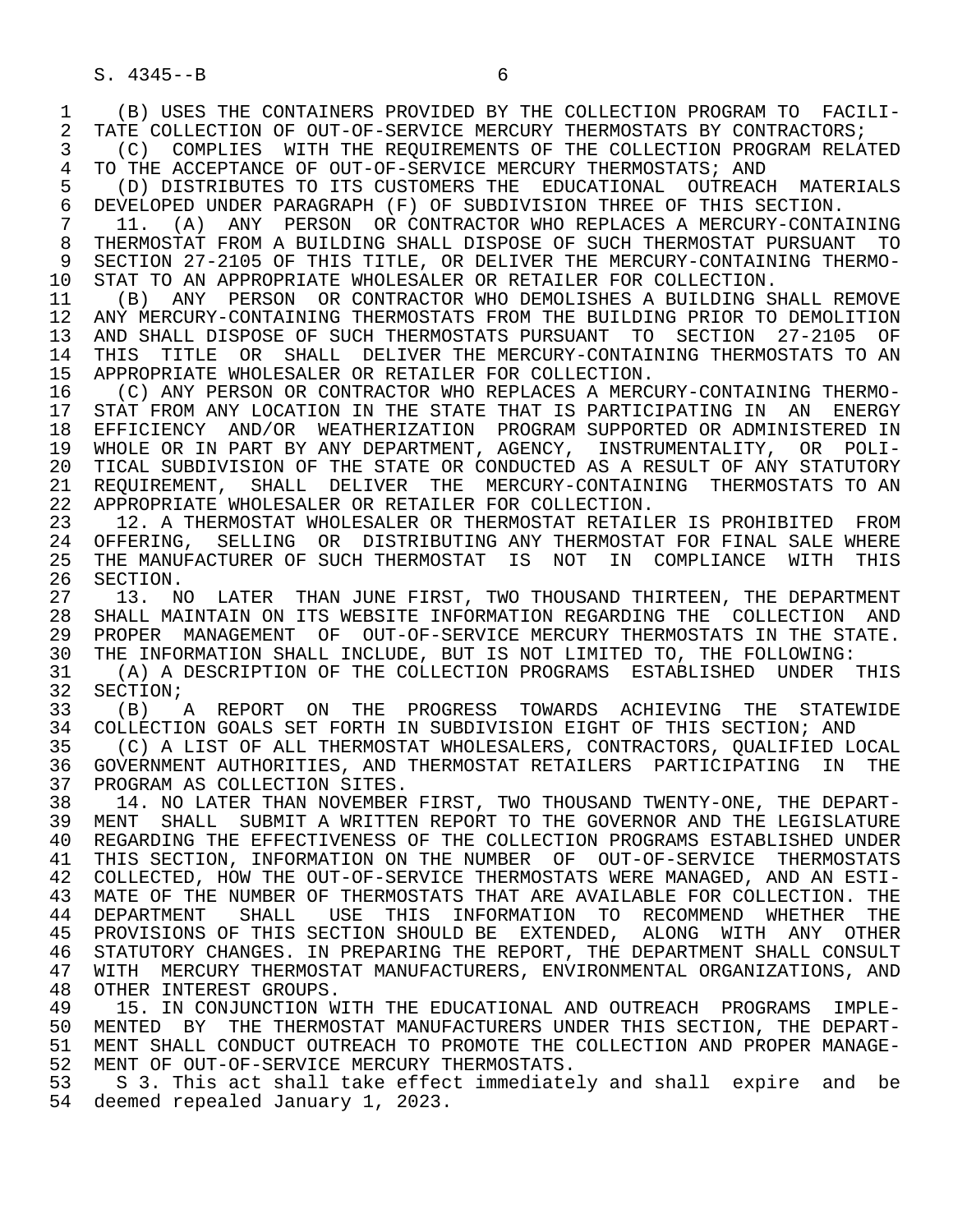(B) USES THE CONTAINERS PROVIDED BY THE COLLECTION PROGRAM TO FACILITATE COLLECTION OF OUT-OF-SERVICE MERCURY THERMOSTATS BY CONTRACTORS;

(C) COMPLIES WITH THE REQUIREMENTS OF THE COLLECTION PROGRAM RELATED TO THE ACCEPTANCE OF OUT-OF-SERVICE MERCURY THERMOSTATS; AND

(D) DISTRIBUTES TO ITS CUSTOMERS THE EDUCATIONAL OUTREACH MATERIALS DEVELOPED UNDER PARAGRAPH (F) OF SUBDIVISION THREE OF THIS SECTION.

11. (A) ANY PERSON OR CONTRACTOR WHO REPLACES A MERCURY-CONTAINING THERMOSTAT FROM A BUILDING SHALL DISPOSE OF SUCH THERMOSTAT PURSUANT TO SECTION 27-2105 OF THIS TITLE, OR DELIVER THE MERCURY-CONTAINING THERMOSTAT TO AN APPROPRIATE WHOLESALER OR RETAILER FOR COLLECTION.

(B) ANY PERSON OR CONTRACTOR WHO DEMOLISHES A BUILDING SHALL REMOVE ANY MERCURY-CONTAINING THERMOSTATS FROM THE BUILDING PRIOR TO DEMOLITION AND SHALL DISPOSE OF SUCH THERMOSTATS PURSUANT TO SECTION 27-2105 OF THIS TITLE OR SHALL DELIVER THE MERCURY-CONTAINING THERMOSTATS TO AN APPROPRIATE WHOLESALER OR RETAILER FOR COLLECTION.

(C) ANY PERSON OR CONTRACTOR WHO REPLACES A MERCURY-CONTAINING THERMOSTAT FROM ANY LOCATION IN THE STATE THAT IS PARTICIPATING IN AN ENERGY EFFICIENCY AND/OR WEATHERIZATION PROGRAM SUPPORTED OR ADMINISTERED IN WHOLE OR IN PART BY ANY DEPARTMENT, AGENCY, INSTRUMENTALITY, OR POLITICAL SUBDIVISION OF THE STATE OR CONDUCTED AS A RESULT OF ANY STATUTORY REQUIREMENT, SHALL DELIVER THE MERCURY-CONTAINING THERMOSTATS TO AN APPROPRIATE WHOLESALER OR RETAILER FOR COLLECTION.

12. A THERMOSTAT WHOLESALER OR THERMOSTAT RETAILER IS PROHIBITED FROM OFFERING, SELLING OR DISTRIBUTING ANY THERMOSTAT FOR FINAL SALE WHERE THE MANUFACTURER OF SUCH THERMOSTAT IS NOT IN COMPLIANCE WITH THIS SECTION.

13. NO LATER THAN JUNE FIRST, TWO THOUSAND THIRTEEN, THE DEPARTMENT SHALL MAINTAIN ON ITS WEBSITE INFORMATION REGARDING THE COLLECTION AND PROPER MANAGEMENT OF OUT-OF-SERVICE MERCURY THERMOSTATS IN THE STATE. THE INFORMATION SHALL INCLUDE, BUT IS NOT LIMITED TO, THE FOLLOWING:

(A) A DESCRIPTION OF THE COLLECTION PROGRAMS ESTABLISHED UNDER THIS SECTION;

(B) A REPORT ON THE PROGRESS TOWARDS ACHIEVING THE STATEWIDE COLLECTION GOALS SET FORTH IN SUBDIVISION EIGHT OF THIS SECTION; AND

(C) A LIST OF ALL THERMOSTAT WHOLESALERS, CONTRACTORS, QUALIFIED LOCAL GOVERNMENT AUTHORITIES, AND THERMOSTAT RETAILERS PARTICIPATING IN THE PROGRAM AS COLLECTION SITES.

14. NO LATER THAN NOVEMBER FIRST, TWO THOUSAND TWENTY-ONE, THE DEPARTMENT SHALL SUBMIT A WRITTEN REPORT TO THE GOVERNOR AND THE LEGISLATURE REGARDING THE EFFECTIVENESS OF THE COLLECTION PROGRAMS ESTABLISHED UNDER THIS SECTION, INFORMATION ON THE NUMBER OF OUT-OF-SERVICE THERMOSTATS COLLECTED, HOW THE OUT-OF-SERVICE THERMOSTATS WERE MANAGED, AND AN ESTIMATE OF THE NUMBER OF THERMOSTATS THAT ARE AVAILABLE FOR COLLECTION. THE DEPARTMENT SHALL USE THIS INFORMATION TO RECOMMEND WHETHER THE PROVISIONS OF THIS SECTION SHOULD BE EXTENDED, ALONG WITH ANY OTHER STATUTORY CHANGES. IN PREPARING THE REPORT, THE DEPARTMENT SHALL CONSULT WITH MERCURY THERMOSTAT MANUFACTURERS, ENVIRONMENTAL ORGANIZATIONS, AND OTHER INTEREST GROUPS.

15. IN CONJUNCTION WITH THE EDUCATIONAL AND OUTREACH PROGRAMS IMPLEMENTED BY THE THERMOSTAT MANUFACTURERS UNDER THIS SECTION, THE DEPARTMENT SHALL CONDUCT OUTREACH TO PROMOTE THE COLLECTION AND PROPER MANAGEMENT OF OUT-OF-SERVICE MERCURY THERMOSTATS.

S 3. This act shall take effect immediately and shall expire and be deemed repealed January 1, 2023.